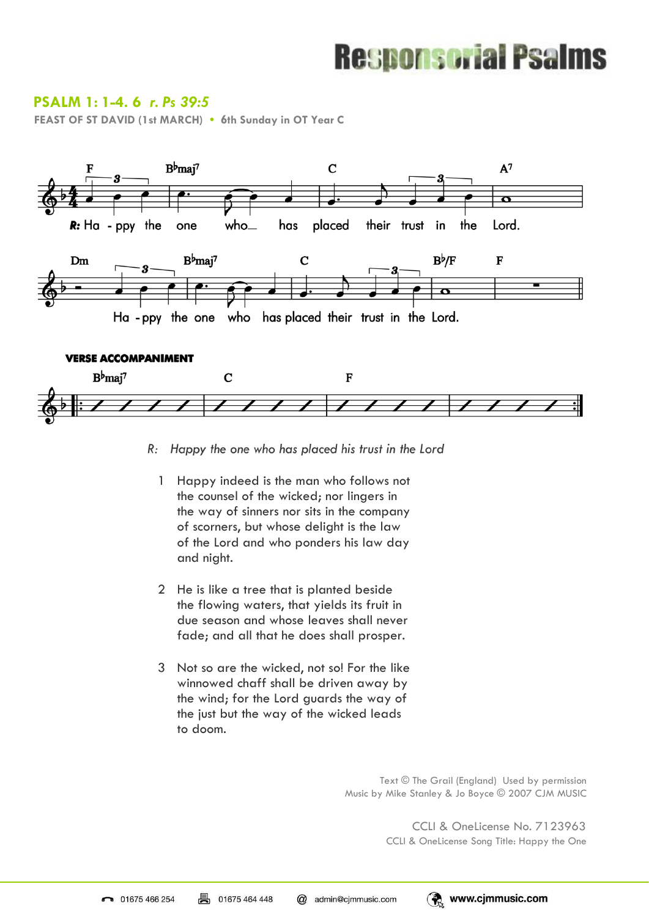# Responsorial Psalms

## PSALM 1: 1-4. 6 *r. Ps 39:5*

FEAST OF ST DAVID (1st MARCH) • 6th Sunday in OT Year C

R: Ha - ppy the one who has placed their trust in the Lord.

Ha - ppy the one who has placed their trust in the Lord.

**VERSE ACCOMPANIMENT**

Bbmaj7 | C | F |

R: *Happy the one who has placed his trust in the Lord*

1. Happy indeed is the man who follows not the counsel of the wicked; nor lingers in the way of sinners nor sits in the company of scorners, but whose delight is the law of the Lord and who ponders his law day and night.

2. He is like a tree that is planted beside the flowing waters, that yields its fruit in due season and whose leaves shall never fade; and all that he does shall prosper.

3. Not so are the wicked, not so! For the like winnowed chaff shall be driven away by the wind; for the Lord guards the way of the just but the way of the wicked leads to doom.

Text © The Grail (England) Used by permission
Music by Mike Stanley & Jo Boyce © 2007 CJM MUSIC

CCLI & OneLicense No. 7123963
CCLI & OneLicense Song Title: Happy the One

01675 466 254 | 01675 464 448 | admin@cjmmusic.com | www.cjmmusic.com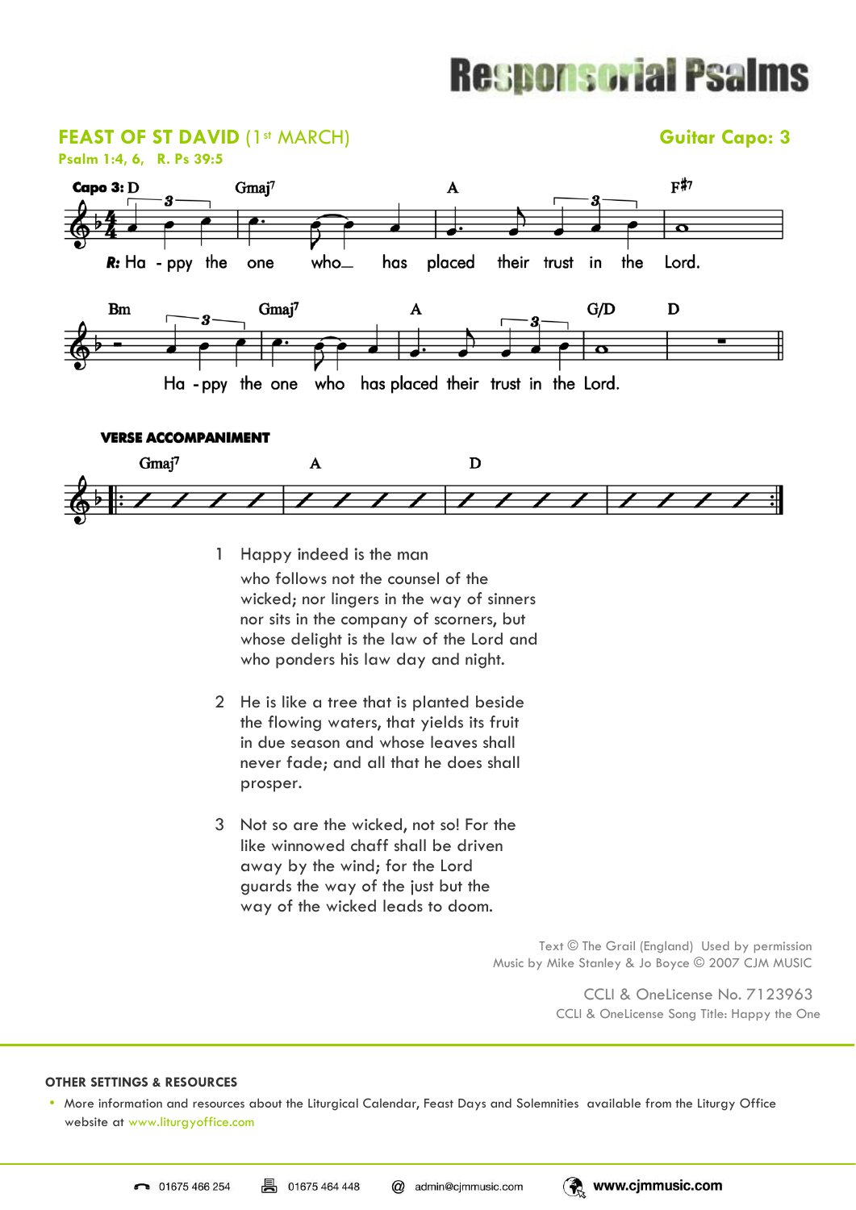# Responsorial Psalms

## FEAST OF ST DAVID (1st MARCH)

**Guitar Capo: 3**

**Psalm 1:4, 6, R. Ps 39:5**

Capo 3: D Gmaj7 A F#7

**R:** Ha - ppy the one who has placed their trust in the Lord.

Bm Gmaj7 A G/D D

Ha - ppy the one who has placed their trust in the Lord.

**VERSE ACCOMPANIMENT**

Gmaj7 A D

1. Happy indeed is the man
   who follows not the counsel of the wicked; nor lingers in the way of sinners nor sits in the company of scorners, but whose delight is the law of the Lord and who ponders his law day and night.

2. He is like a tree that is planted beside the flowing waters, that yields its fruit in due season and whose leaves shall never fade; and all that he does shall prosper.

3. Not so are the wicked, not so! For the like winnowed chaff shall be driven away by the wind; for the Lord guards the way of the just but the way of the wicked leads to doom.

Text © The Grail (England) Used by permission
Music by Mike Stanley & Jo Boyce © 2007 CJM MUSIC

CCLI & OneLicense No. 7123963
CCLI & OneLicense Song Title: Happy the One

### OTHER SETTINGS & RESOURCES

- More information and resources about the Liturgical Calendar, Feast Days and Solemnities available from the Liturgy Office website at www.liturgyoffice.com

01675 466 254 | 01675 464 448 | admin@cjmmusic.com | www.cjmmusic.com